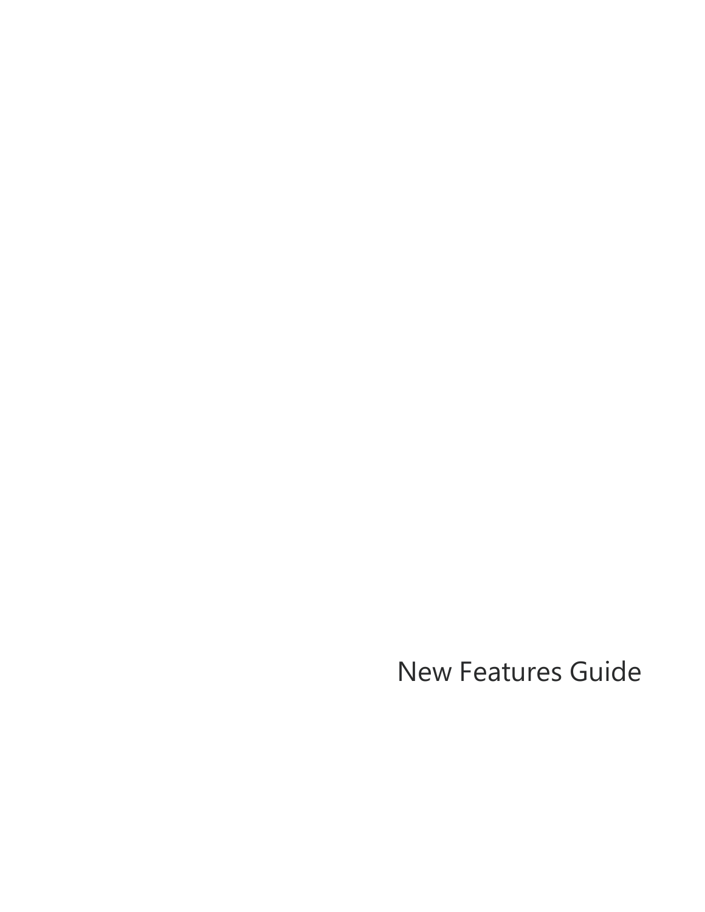# New Features Guide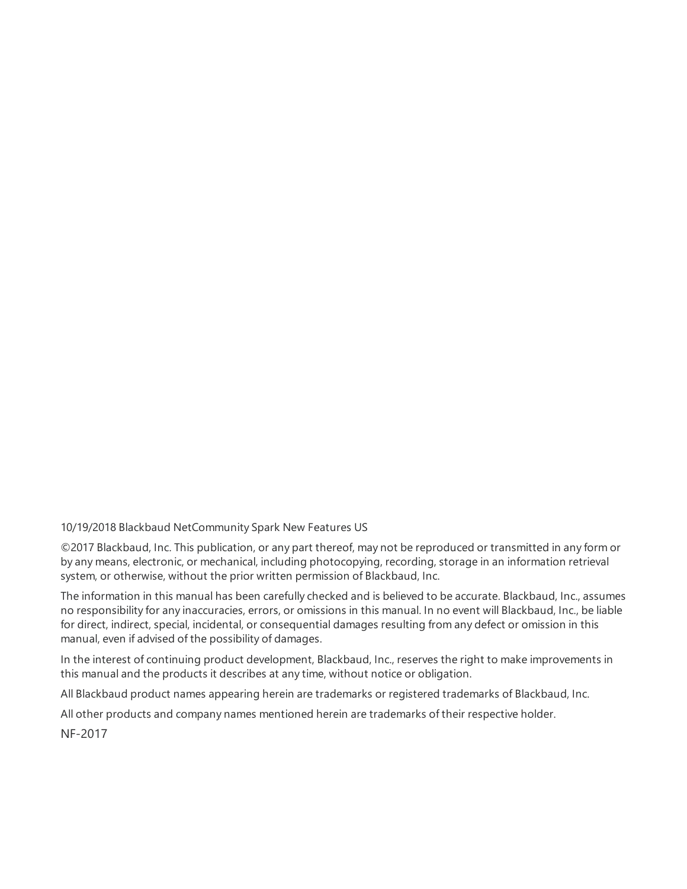10/19/2018 Blackbaud NetCommunity Spark New Features US

©2017 Blackbaud, Inc. This publication, or any part thereof, may not be reproduced or transmitted in any form or by any means, electronic, or mechanical, including photocopying, recording, storage in an information retrieval system, or otherwise, without the prior written permission of Blackbaud, Inc.

The information in this manual has been carefully checked and is believed to be accurate. Blackbaud, Inc., assumes no responsibility for any inaccuracies, errors, or omissions in this manual. In no event will Blackbaud, Inc., be liable for direct, indirect, special, incidental, or consequential damages resulting from any defect or omission in this manual, even if advised of the possibility of damages.

In the interest of continuing product development, Blackbaud, Inc., reserves the right to make improvements in this manual and the products it describes at any time, without notice or obligation.

All Blackbaud product names appearing herein are trademarks or registered trademarks of Blackbaud, Inc.

All other products and company names mentioned herein are trademarks of their respective holder.

NF-2017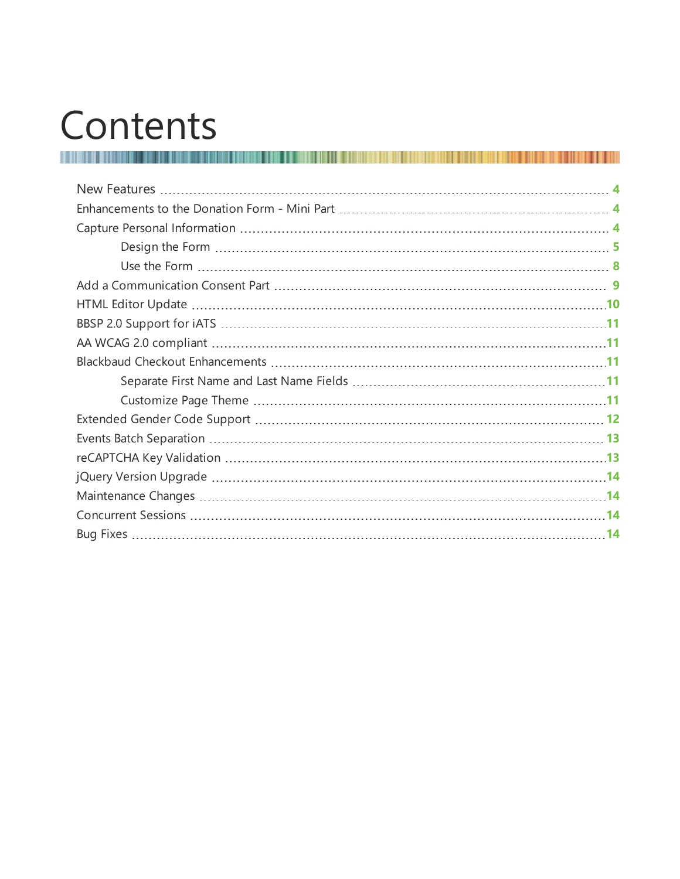# Contents

- New Features ... 4
- Enhancements to the Donation Form - Mini Part ... 4
- Capture Personal Information ... 4
  - Design the Form ... 5
  - Use the Form ... 8
- Add a Communication Consent Part ... 9
- HTML Editor Update ... 10
- BBSP 2.0 Support for iATS ... 11
- AA WCAG 2.0 compliant ... 11
- Blackbaud Checkout Enhancements ... 11
  - Separate First Name and Last Name Fields ... 11
  - Customize Page Theme ... 11
- Extended Gender Code Support ... 12
- Events Batch Separation ... 13
- reCAPTCHA Key Validation ... 13
- jQuery Version Upgrade ... 14
- Maintenance Changes ... 14
- Concurrent Sessions ... 14
- Bug Fixes ... 14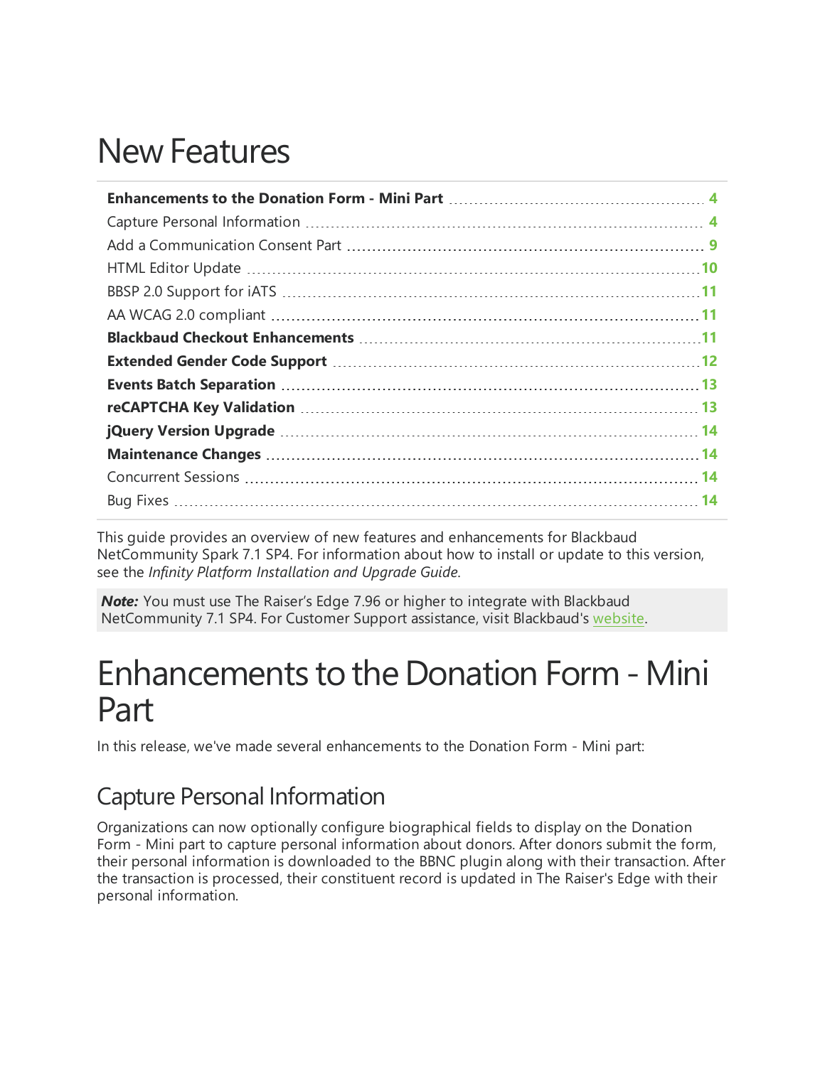# New Features

| | |
|---|---|
| **Enhancements to the Donation Form - Mini Part** | **4** |
| Capture Personal Information | 4 |
| Add a Communication Consent Part | 9 |
| HTML Editor Update | 10 |
| BBSP 2.0 Support for iATS | 11 |
| AA WCAG 2.0 compliant | 11 |
| **Blackbaud Checkout Enhancements** | **11** |
| **Extended Gender Code Support** | **12** |
| **Events Batch Separation** | **13** |
| **reCAPTCHA Key Validation** | **13** |
| **jQuery Version Upgrade** | **14** |
| **Maintenance Changes** | **14** |
| Concurrent Sessions | 14 |
| Bug Fixes | 14 |

This guide provides an overview of new features and enhancements for Blackbaud NetCommunity Spark 7.1 SP4. For information about how to install or update to this version, see the *Infinity Platform Installation and Upgrade Guide*.

> ***Note:*** You must use The Raiser's Edge 7.96 or higher to integrate with Blackbaud NetCommunity 7.1 SP4. For Customer Support assistance, visit Blackbaud's website.

# Enhancements to the Donation Form - Mini Part

In this release, we've made several enhancements to the Donation Form - Mini part:

## Capture Personal Information

Organizations can now optionally configure biographical fields to display on the Donation Form - Mini part to capture personal information about donors. After donors submit the form, their personal information is downloaded to the BBNC plugin along with their transaction. After the transaction is processed, their constituent record is updated in The Raiser's Edge with their personal information.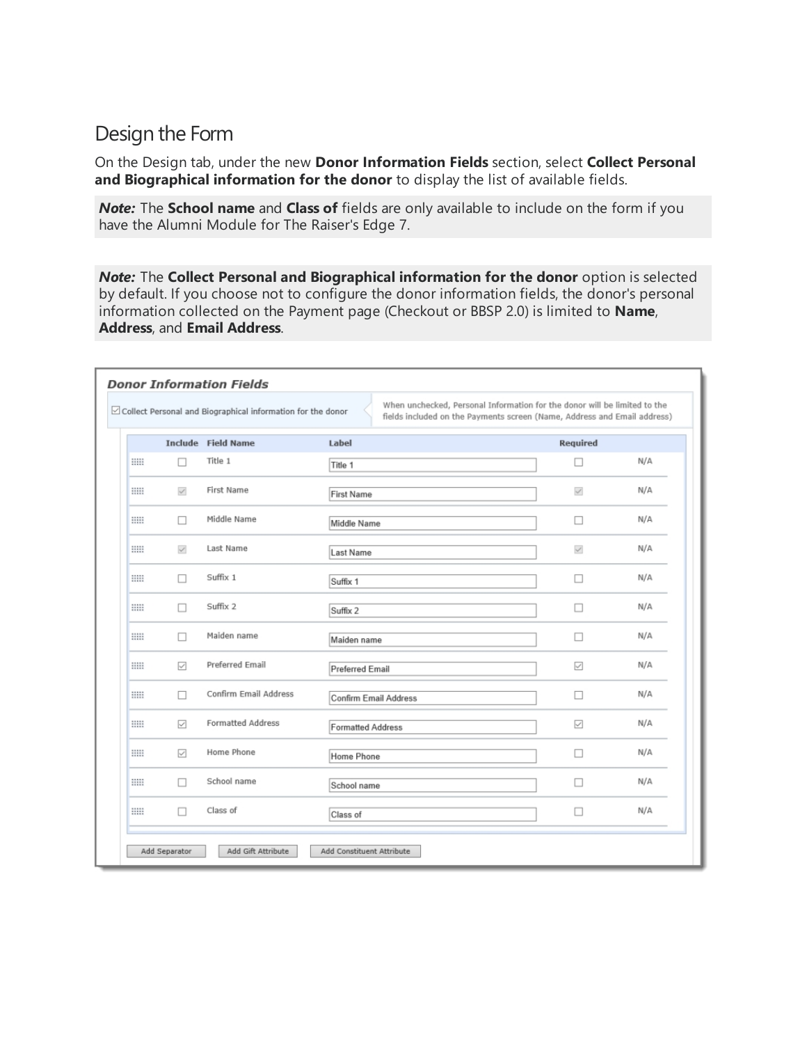## Design the Form

On the Design tab, under the new **Donor Information Fields** section, select **Collect Personal and Biographical information for the donor** to display the list of available fields.

***Note:*** The **School name** and **Class of** fields are only available to include on the form if you have the Alumni Module for The Raiser's Edge 7.

***Note:*** The **Collect Personal and Biographical information for the donor** option is selected by default. If you choose not to configure the donor information fields, the donor's personal information collected on the Payment page (Checkout or BBSP 2.0) is limited to **Name**, **Address**, and **Email Address**.

**Donor Information Fields**

☑ Collect Personal and Biographical information for the donor

When unchecked, Personal Information for the donor will be limited to the fields included on the Payments screen (Name, Address and Email address)

| Include | Field Name | Label | Required | |
|---|---|---|---|---|
| ☐ | Title 1 | Title 1 | ☐ | N/A |
| ☑ | First Name | First Name | ☑ | N/A |
| ☐ | Middle Name | Middle Name | ☐ | N/A |
| ☑ | Last Name | Last Name | ☑ | N/A |
| ☐ | Suffix 1 | Suffix 1 | ☐ | N/A |
| ☐ | Suffix 2 | Suffix 2 | ☐ | N/A |
| ☐ | Maiden name | Maiden name | ☐ | N/A |
| ☑ | Preferred Email | Preferred Email | ☑ | N/A |
| ☐ | Confirm Email Address | Confirm Email Address | ☐ | N/A |
| ☑ | Formatted Address | Formatted Address | ☑ | N/A |
| ☑ | Home Phone | Home Phone | ☐ | N/A |
| ☐ | School name | School name | ☐ | N/A |
| ☐ | Class of | Class of | ☐ | N/A |

Add Separator | Add Gift Attribute | Add Constituent Attribute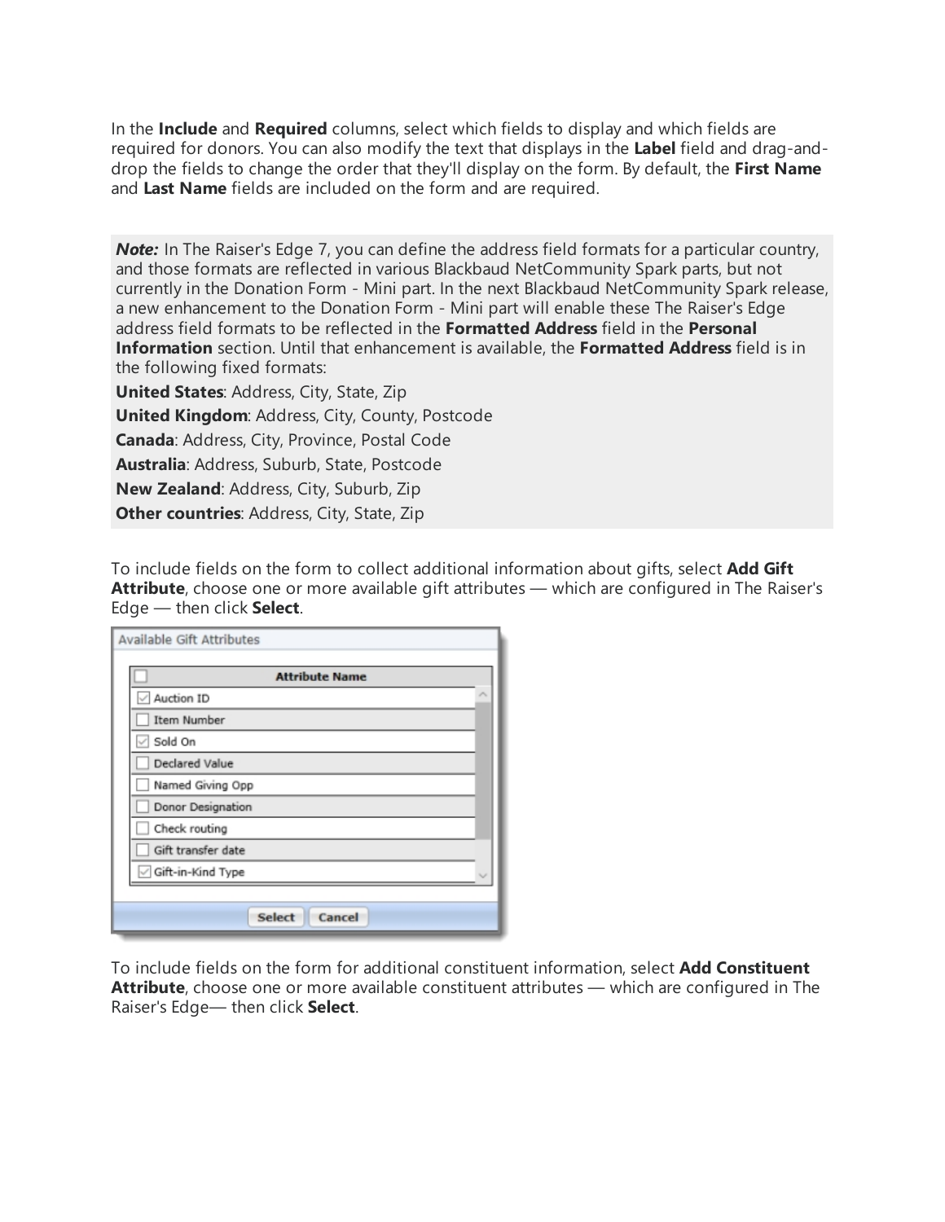In the **Include** and **Required** columns, select which fields to display and which fields are required for donors. You can also modify the text that displays in the **Label** field and drag-and-drop the fields to change the order that they'll display on the form. By default, the **First Name** and **Last Name** fields are included on the form and are required.

> ***Note:*** In The Raiser's Edge 7, you can define the address field formats for a particular country, and those formats are reflected in various Blackbaud NetCommunity Spark parts, but not currently in the Donation Form - Mini part. In the next Blackbaud NetCommunity Spark release, a new enhancement to the Donation Form - Mini part will enable these The Raiser's Edge address field formats to be reflected in the **Formatted Address** field in the **Personal Information** section. Until that enhancement is available, the **Formatted Address** field is in the following fixed formats:
>
> **United States**: Address, City, State, Zip
>
> **United Kingdom**: Address, City, County, Postcode
>
> **Canada**: Address, City, Province, Postal Code
>
> **Australia**: Address, Suburb, State, Postcode
>
> **New Zealand**: Address, City, Suburb, Zip
>
> **Other countries**: Address, City, State, Zip

To include fields on the form to collect additional information about gifts, select **Add Gift Attribute**, choose one or more available gift attributes — which are configured in The Raiser's Edge — then click **Select**.

Available Gift Attributes

| ☐ | Attribute Name |
| --- | --- |
| ☑ | Auction ID |
| ☐ | Item Number |
| ☑ | Sold On |
| ☐ | Declared Value |
| ☐ | Named Giving Opp |
| ☐ | Donor Designation |
| ☐ | Check routing |
| ☐ | Gift transfer date |
| ☑ | Gift-in-Kind Type |

Select | Cancel

To include fields on the form for additional constituent information, select **Add Constituent Attribute**, choose one or more available constituent attributes — which are configured in The Raiser's Edge— then click **Select**.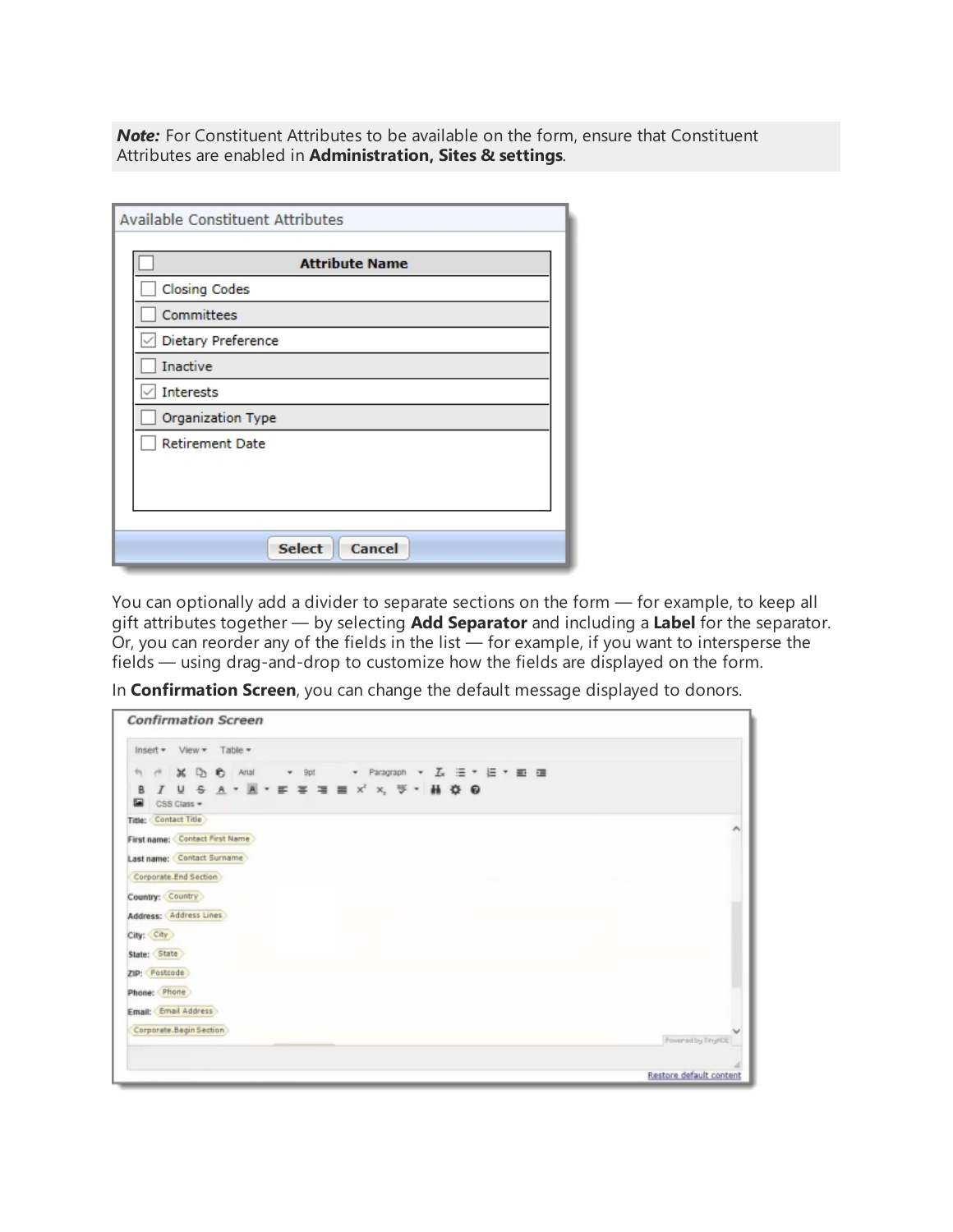***Note:*** For Constituent Attributes to be available on the form, ensure that Constituent Attributes are enabled in **Administration, Sites & settings**.

You can optionally add a divider to separate sections on the form — for example, to keep all gift attributes together — by selecting **Add Separator** and including a **Label** for the separator. Or, you can reorder any of the fields in the list — for example, if you want to intersperse the fields — using drag-and-drop to customize how the fields are displayed on the form.

In **Confirmation Screen**, you can change the default message displayed to donors.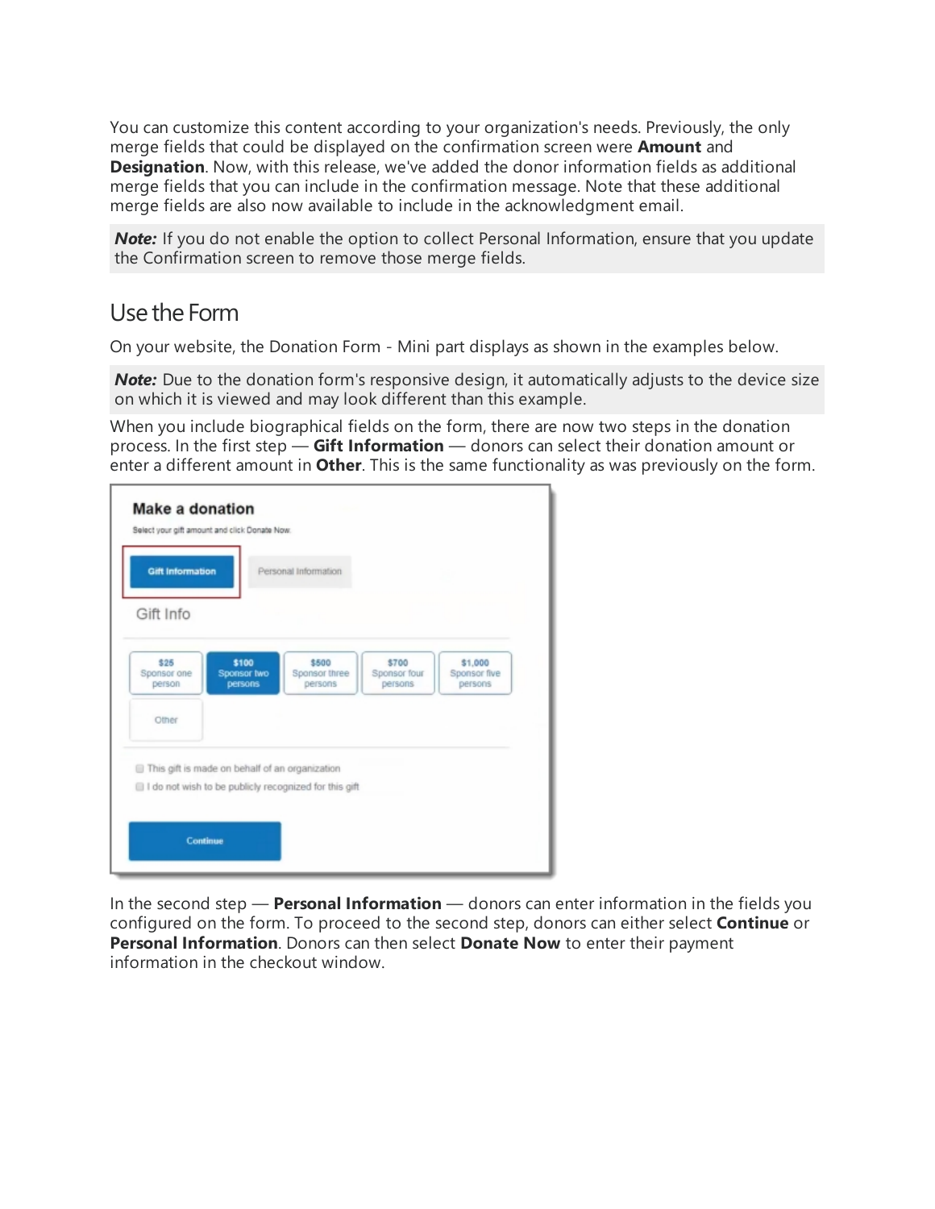You can customize this content according to your organization's needs. Previously, the only merge fields that could be displayed on the confirmation screen were **Amount** and **Designation**. Now, with this release, we've added the donor information fields as additional merge fields that you can include in the confirmation message. Note that these additional merge fields are also now available to include in the acknowledgment email.

***Note:*** If you do not enable the option to collect Personal Information, ensure that you update the Confirmation screen to remove those merge fields.

## Use the Form

On your website, the Donation Form - Mini part displays as shown in the examples below.

***Note:*** Due to the donation form's responsive design, it automatically adjusts to the device size on which it is viewed and may look different than this example.

When you include biographical fields on the form, there are now two steps in the donation process. In the first step — **Gift Information** — donors can select their donation amount or enter a different amount in **Other**. This is the same functionality as was previously on the form.

In the second step — **Personal Information** — donors can enter information in the fields you configured on the form. To proceed to the second step, donors can either select **Continue** or **Personal Information**. Donors can then select **Donate Now** to enter their payment information in the checkout window.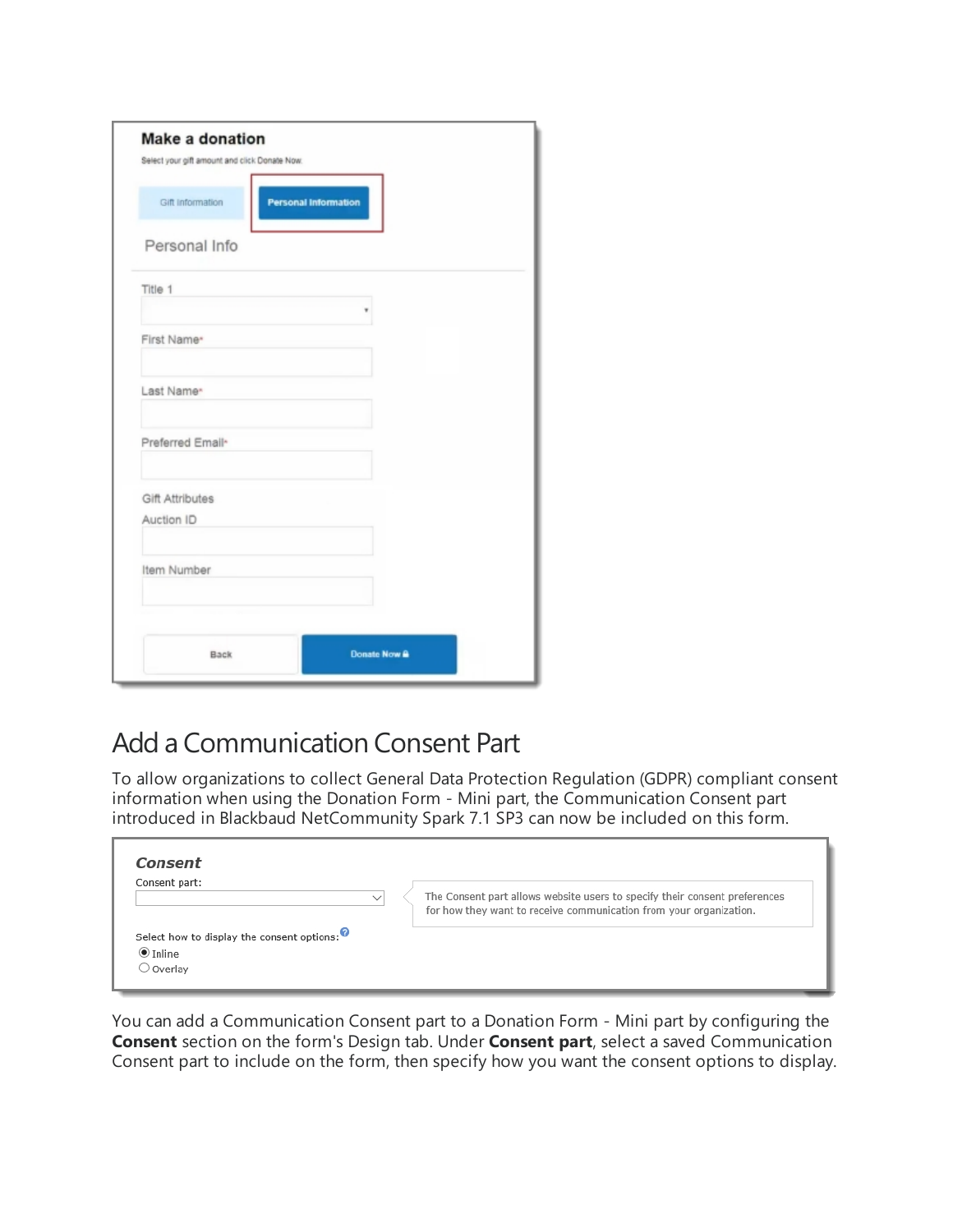# Add a Communication Consent Part

To allow organizations to collect General Data Protection Regulation (GDPR) compliant consent information when using the Donation Form - Mini part, the Communication Consent part introduced in Blackbaud NetCommunity Spark 7.1 SP3 can now be included on this form.

You can add a Communication Consent part to a Donation Form - Mini part by configuring the **Consent** section on the form's Design tab. Under **Consent part**, select a saved Communication Consent part to include on the form, then specify how you want the consent options to display.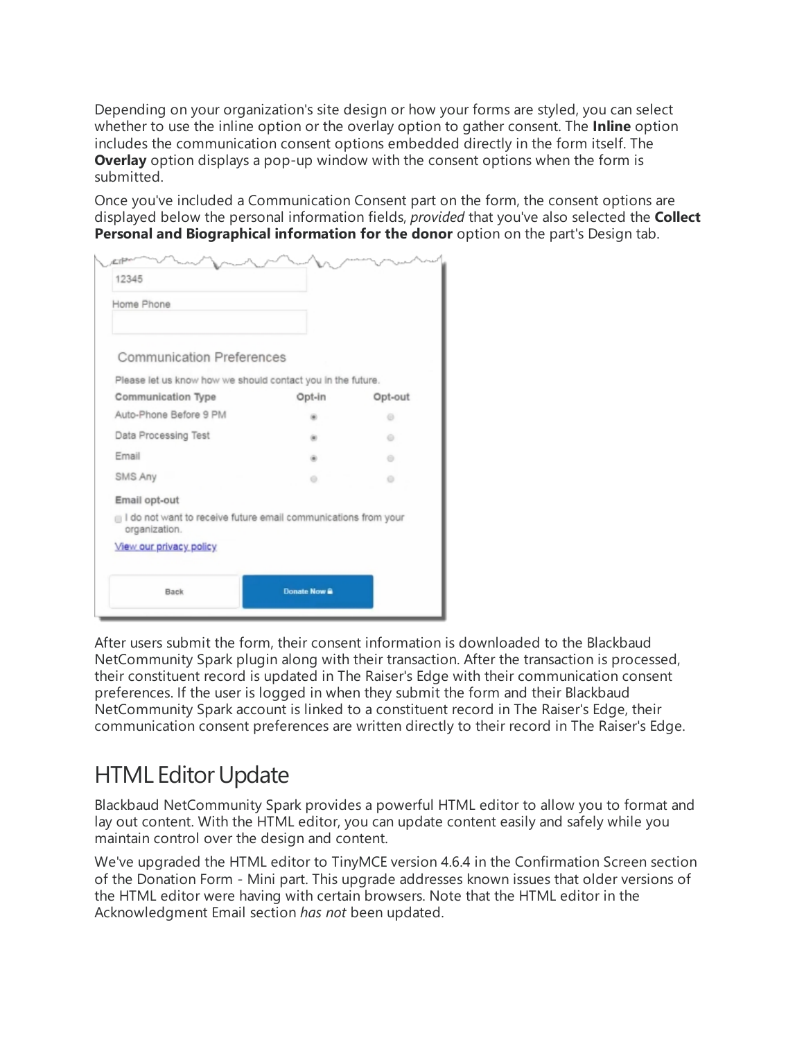Depending on your organization's site design or how your forms are styled, you can select whether to use the inline option or the overlay option to gather consent. The **Inline** option includes the communication consent options embedded directly in the form itself. The **Overlay** option displays a pop-up window with the consent options when the form is submitted.

Once you've included a Communication Consent part on the form, the consent options are displayed below the personal information fields, *provided* that you've also selected the **Collect Personal and Biographical information for the donor** option on the part's Design tab.

After users submit the form, their consent information is downloaded to the Blackbaud NetCommunity Spark plugin along with their transaction. After the transaction is processed, their constituent record is updated in The Raiser's Edge with their communication consent preferences. If the user is logged in when they submit the form and their Blackbaud NetCommunity Spark account is linked to a constituent record in The Raiser's Edge, their communication consent preferences are written directly to their record in The Raiser's Edge.

# HTML Editor Update

Blackbaud NetCommunity Spark provides a powerful HTML editor to allow you to format and lay out content. With the HTML editor, you can update content easily and safely while you maintain control over the design and content.

We've upgraded the HTML editor to TinyMCE version 4.6.4 in the Confirmation Screen section of the Donation Form - Mini part. This upgrade addresses known issues that older versions of the HTML editor were having with certain browsers. Note that the HTML editor in the Acknowledgment Email section *has not* been updated.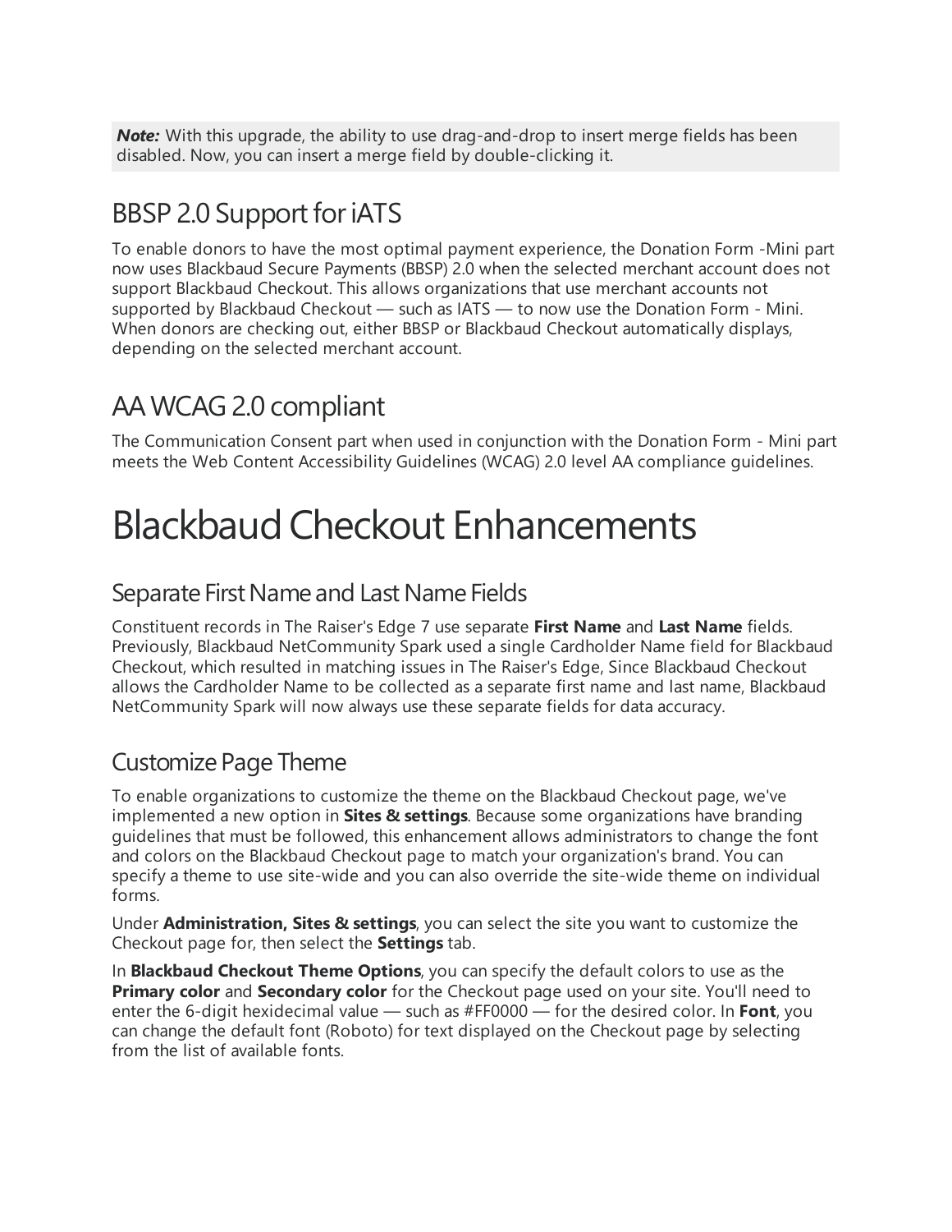***Note:*** With this upgrade, the ability to use drag-and-drop to insert merge fields has been disabled. Now, you can insert a merge field by double-clicking it.

## BBSP 2.0 Support for iATS

To enable donors to have the most optimal payment experience, the Donation Form -Mini part now uses Blackbaud Secure Payments (BBSP) 2.0 when the selected merchant account does not support Blackbaud Checkout. This allows organizations that use merchant accounts not supported by Blackbaud Checkout — such as IATS — to now use the Donation Form - Mini. When donors are checking out, either BBSP or Blackbaud Checkout automatically displays, depending on the selected merchant account.

## AA WCAG 2.0 compliant

The Communication Consent part when used in conjunction with the Donation Form - Mini part meets the Web Content Accessibility Guidelines (WCAG) 2.0 level AA compliance guidelines.

# Blackbaud Checkout Enhancements

## Separate First Name and Last Name Fields

Constituent records in The Raiser's Edge 7 use separate **First Name** and **Last Name** fields. Previously, Blackbaud NetCommunity Spark used a single Cardholder Name field for Blackbaud Checkout, which resulted in matching issues in The Raiser's Edge, Since Blackbaud Checkout allows the Cardholder Name to be collected as a separate first name and last name, Blackbaud NetCommunity Spark will now always use these separate fields for data accuracy.

## Customize Page Theme

To enable organizations to customize the theme on the Blackbaud Checkout page, we've implemented a new option in **Sites & settings**. Because some organizations have branding guidelines that must be followed, this enhancement allows administrators to change the font and colors on the Blackbaud Checkout page to match your organization's brand. You can specify a theme to use site-wide and you can also override the site-wide theme on individual forms.

Under **Administration, Sites & settings**, you can select the site you want to customize the Checkout page for, then select the **Settings** tab.

In **Blackbaud Checkout Theme Options**, you can specify the default colors to use as the **Primary color** and **Secondary color** for the Checkout page used on your site. You'll need to enter the 6-digit hexidecimal value — such as #FF0000 — for the desired color. In **Font**, you can change the default font (Roboto) for text displayed on the Checkout page by selecting from the list of available fonts.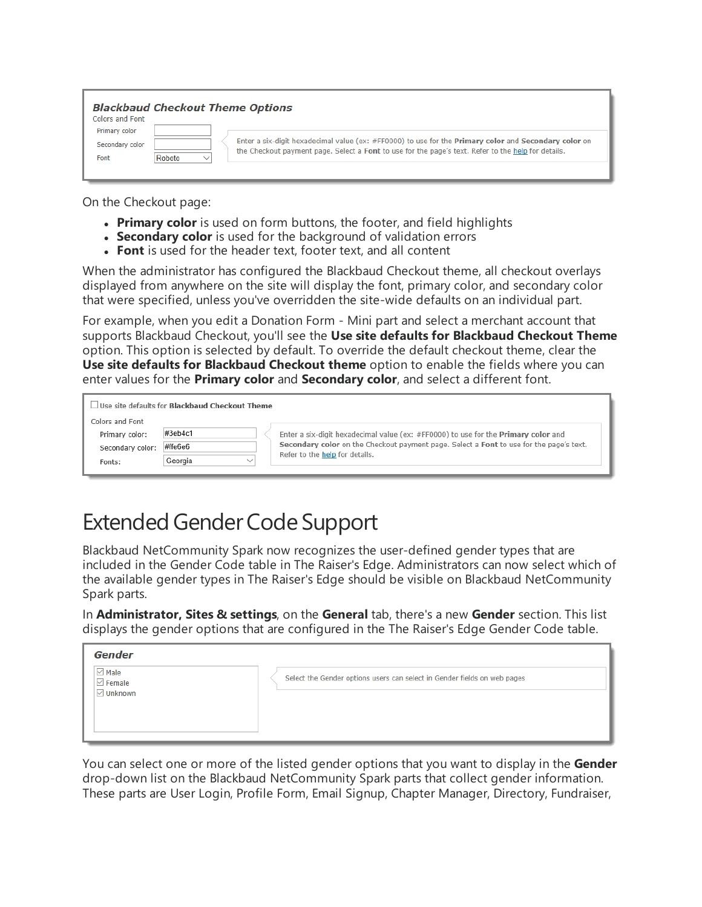**Blackbaud Checkout Theme Options**

Colors and Font

Primary color

Secondary color

Font: Roboto

Enter a six-digit hexadecimal value (ex: #FF0000) to use for the **Primary color** and **Secondary color** on the Checkout payment page. Select a **Font** to use for the page's text. Refer to the help for details.

On the Checkout page:

- **Primary color** is used on form buttons, the footer, and field highlights
- **Secondary color** is used for the background of validation errors
- **Font** is used for the header text, footer text, and all content

When the administrator has configured the Blackbaud Checkout theme, all checkout overlays displayed from anywhere on the site will display the font, primary color, and secondary color that were specified, unless you've overridden the site-wide defaults on an individual part.

For example, when you edit a Donation Form - Mini part and select a merchant account that supports Blackbaud Checkout, you'll see the **Use site defaults for Blackbaud Checkout Theme** option. This option is selected by default. To override the default checkout theme, clear the **Use site defaults for Blackbaud Checkout theme** option to enable the fields where you can enter values for the **Primary color** and **Secondary color**, and select a different font.

☐ Use site defaults for **Blackbaud Checkout Theme**

Colors and Font

Primary color: #3eb4c1

Secondary color: #ffe6e6

Fonts: Georgia

Enter a six-digit hexadecimal value (ex: #FF0000) to use for the **Primary color** and **Secondary color** on the Checkout payment page. Select a **Font** to use for the page's text. Refer to the help for details.

# Extended Gender Code Support

Blackbaud NetCommunity Spark now recognizes the user-defined gender types that are included in the Gender Code table in The Raiser's Edge. Administrators can now select which of the available gender types in The Raiser's Edge should be visible on Blackbaud NetCommunity Spark parts.

In **Administrator, Sites & settings**, on the **General** tab, there's a new **Gender** section. This list displays the gender options that are configured in the The Raiser's Edge Gender Code table.

**Gender**

☑ Male
☑ Female
☑ Unknown

Select the Gender options users can select in Gender fields on web pages

You can select one or more of the listed gender options that you want to display in the **Gender** drop-down list on the Blackbaud NetCommunity Spark parts that collect gender information. These parts are User Login, Profile Form, Email Signup, Chapter Manager, Directory, Fundraiser,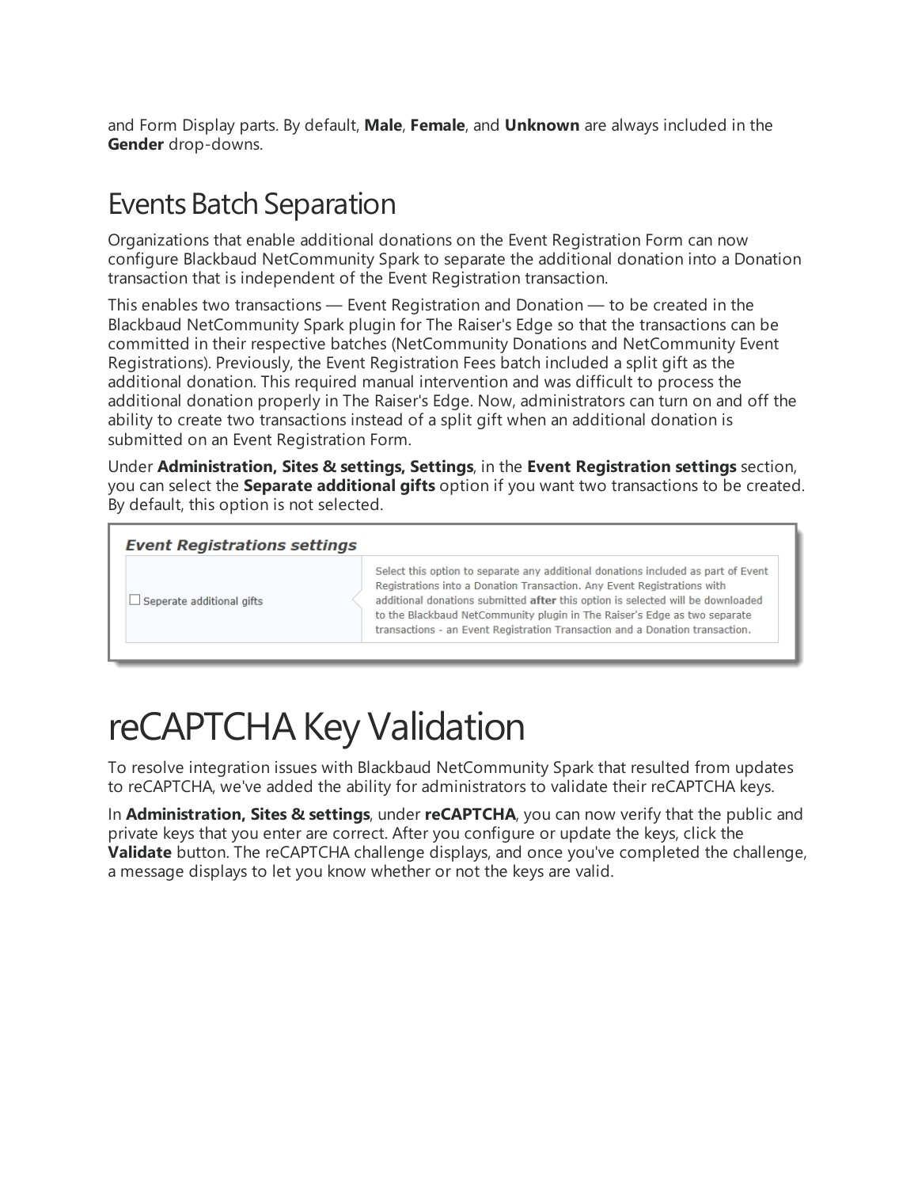and Form Display parts. By default, **Male**, **Female**, and **Unknown** are always included in the **Gender** drop-downs.

## Events Batch Separation

Organizations that enable additional donations on the Event Registration Form can now configure Blackbaud NetCommunity Spark to separate the additional donation into a Donation transaction that is independent of the Event Registration transaction.

This enables two transactions — Event Registration and Donation — to be created in the Blackbaud NetCommunity Spark plugin for The Raiser's Edge so that the transactions can be committed in their respective batches (NetCommunity Donations and NetCommunity Event Registrations). Previously, the Event Registration Fees batch included a split gift as the additional donation. This required manual intervention and was difficult to process the additional donation properly in The Raiser's Edge. Now, administrators can turn on and off the ability to create two transactions instead of a split gift when an additional donation is submitted on an Event Registration Form.

Under **Administration, Sites & settings, Settings**, in the **Event Registration settings** section, you can select the **Separate additional gifts** option if you want two transactions to be created. By default, this option is not selected.

**Event Registrations settings**

| | |
|---|---|
| ☐ Seperate additional gifts | Select this option to separate any additional donations included as part of Event Registrations into a Donation Transaction. Any Event Registrations with additional donations submitted **after** this option is selected will be downloaded to the Blackbaud NetCommunity plugin in The Raiser's Edge as two separate transactions - an Event Registration Transaction and a Donation transaction. |

# reCAPTCHA Key Validation

To resolve integration issues with Blackbaud NetCommunity Spark that resulted from updates to reCAPTCHA, we've added the ability for administrators to validate their reCAPTCHA keys.

In **Administration, Sites & settings**, under **reCAPTCHA**, you can now verify that the public and private keys that you enter are correct. After you configure or update the keys, click the **Validate** button. The reCAPTCHA challenge displays, and once you've completed the challenge, a message displays to let you know whether or not the keys are valid.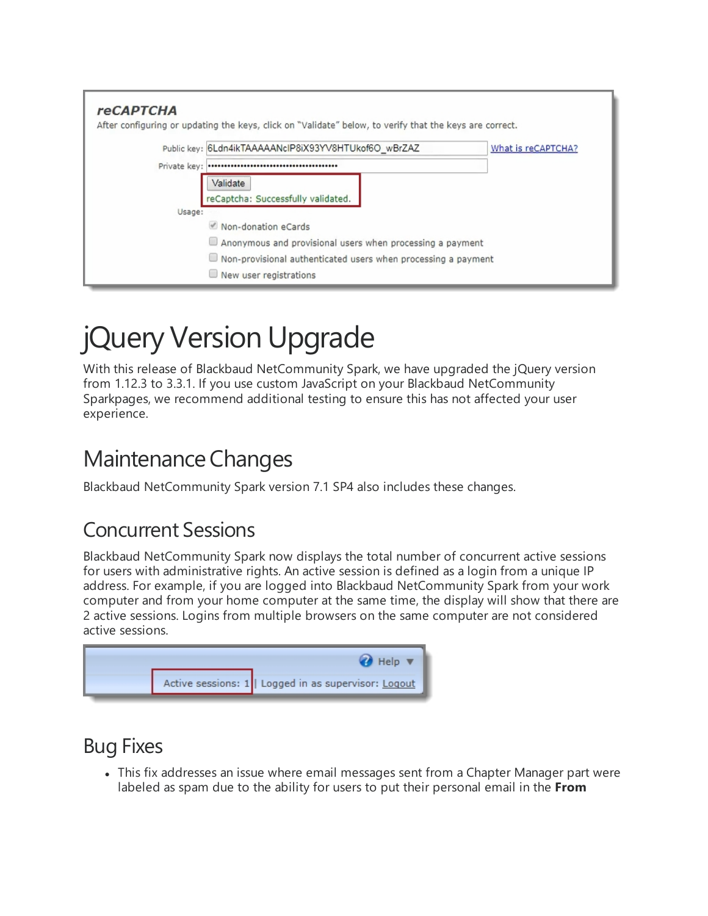# jQuery Version Upgrade

With this release of Blackbaud NetCommunity Spark, we have upgraded the jQuery version from 1.12.3 to 3.3.1. If you use custom JavaScript on your Blackbaud NetCommunity Sparkpages, we recommend additional testing to ensure this has not affected your user experience.

## Maintenance Changes

Blackbaud NetCommunity Spark version 7.1 SP4 also includes these changes.

## Concurrent Sessions

Blackbaud NetCommunity Spark now displays the total number of concurrent active sessions for users with administrative rights. An active session is defined as a login from a unique IP address. For example, if you are logged into Blackbaud NetCommunity Spark from your work computer and from your home computer at the same time, the display will show that there are 2 active sessions. Logins from multiple browsers on the same computer are not considered active sessions.

## Bug Fixes

- This fix addresses an issue where email messages sent from a Chapter Manager part were labeled as spam due to the ability for users to put their personal email in the **From**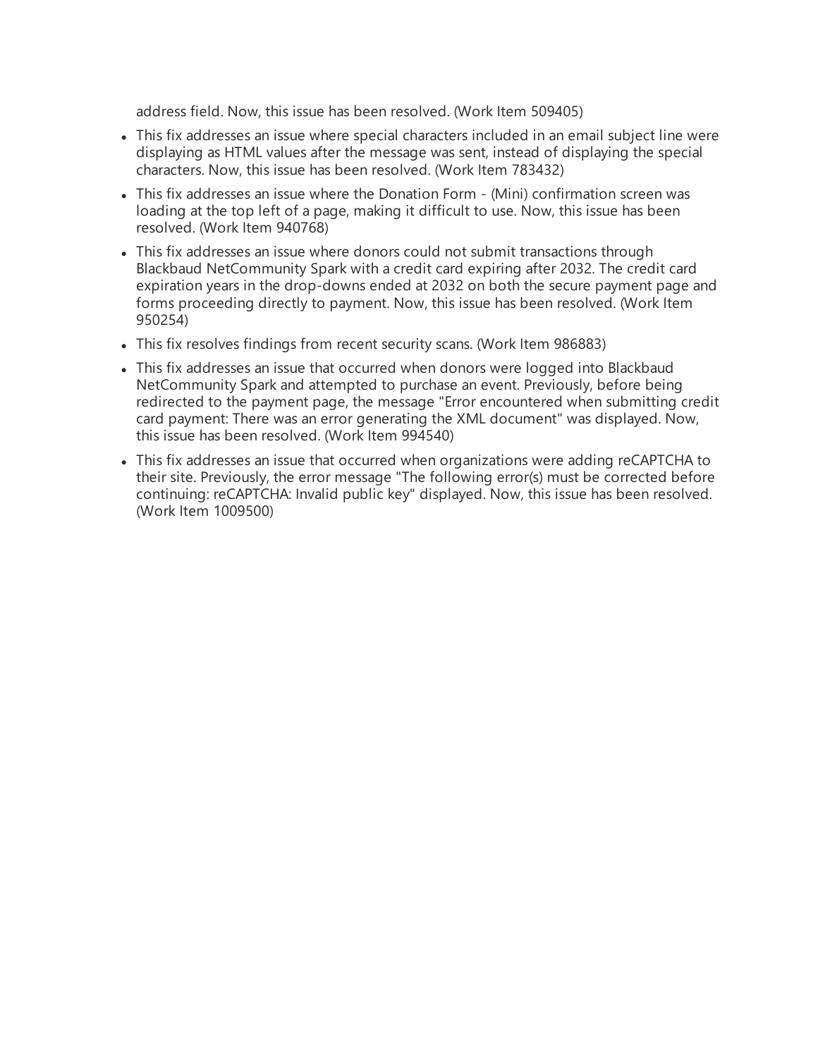address field. Now, this issue has been resolved. (Work Item 509405)

- This fix addresses an issue where special characters included in an email subject line were displaying as HTML values after the message was sent, instead of displaying the special characters. Now, this issue has been resolved. (Work Item 783432)
- This fix addresses an issue where the Donation Form - (Mini) confirmation screen was loading at the top left of a page, making it difficult to use. Now, this issue has been resolved. (Work Item 940768)
- This fix addresses an issue where donors could not submit transactions through Blackbaud NetCommunity Spark with a credit card expiring after 2032. The credit card expiration years in the drop-downs ended at 2032 on both the secure payment page and forms proceeding directly to payment. Now, this issue has been resolved. (Work Item 950254)
- This fix resolves findings from recent security scans. (Work Item 986883)
- This fix addresses an issue that occurred when donors were logged into Blackbaud NetCommunity Spark and attempted to purchase an event. Previously, before being redirected to the payment page, the message "Error encountered when submitting credit card payment: There was an error generating the XML document" was displayed. Now, this issue has been resolved. (Work Item 994540)
- This fix addresses an issue that occurred when organizations were adding reCAPTCHA to their site. Previously, the error message "The following error(s) must be corrected before continuing: reCAPTCHA: Invalid public key" displayed. Now, this issue has been resolved. (Work Item 1009500)